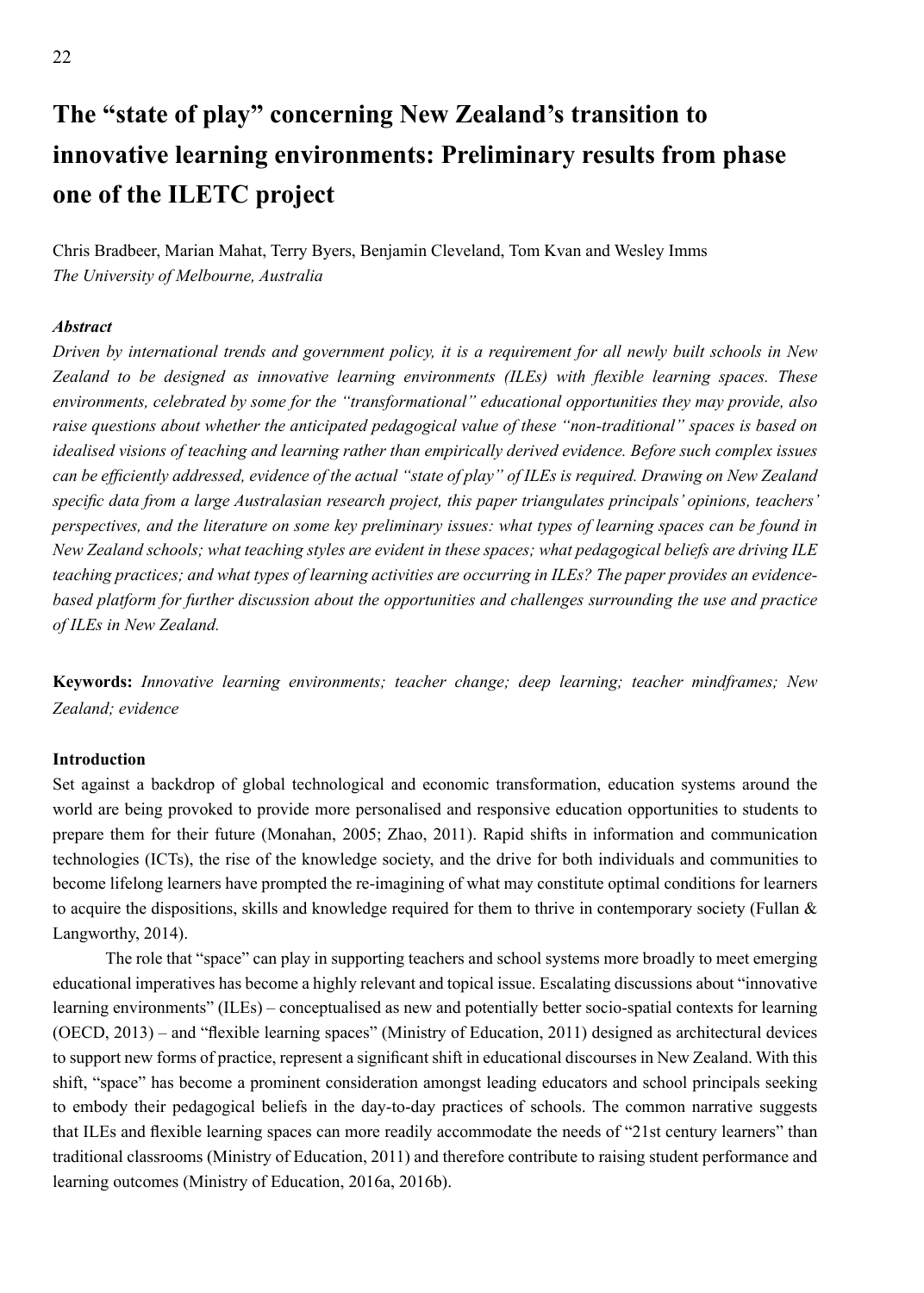# The "state of play" concerning New Zealand's transition to innovative learning environments: Preliminary results from phase one of the ILETC project

Chris Bradbeer, Marian Mahat, Terry Byers, Benjamin Cleveland, Tom Kvan and Wesley Imms
*The University of Melbourne, Australia*

### *Abstract*

*Driven by international trends and government policy, it is a requirement for all newly built schools in New Zealand to be designed as innovative learning environments (ILEs) with flexible learning spaces. These environments, celebrated by some for the "transformational" educational opportunities they may provide, also raise questions about whether the anticipated pedagogical value of these "non-traditional" spaces is based on idealised visions of teaching and learning rather than empirically derived evidence. Before such complex issues can be efficiently addressed, evidence of the actual "state of play" of ILEs is required. Drawing on New Zealand specific data from a large Australasian research project, this paper triangulates principals' opinions, teachers' perspectives, and the literature on some key preliminary issues: what types of learning spaces can be found in New Zealand schools; what teaching styles are evident in these spaces; what pedagogical beliefs are driving ILE teaching practices; and what types of learning activities are occurring in ILEs? The paper provides an evidence-based platform for further discussion about the opportunities and challenges surrounding the use and practice of ILEs in New Zealand.*

**Keywords:** *Innovative learning environments; teacher change; deep learning; teacher mindframes; New Zealand; evidence*

### Introduction

Set against a backdrop of global technological and economic transformation, education systems around the world are being provoked to provide more personalised and responsive education opportunities to students to prepare them for their future (Monahan, 2005; Zhao, 2011). Rapid shifts in information and communication technologies (ICTs), the rise of the knowledge society, and the drive for both individuals and communities to become lifelong learners have prompted the re-imagining of what may constitute optimal conditions for learners to acquire the dispositions, skills and knowledge required for them to thrive in contemporary society (Fullan & Langworthy, 2014).

The role that "space" can play in supporting teachers and school systems more broadly to meet emerging educational imperatives has become a highly relevant and topical issue. Escalating discussions about "innovative learning environments" (ILEs) – conceptualised as new and potentially better socio-spatial contexts for learning (OECD, 2013) – and "flexible learning spaces" (Ministry of Education, 2011) designed as architectural devices to support new forms of practice, represent a significant shift in educational discourses in New Zealand. With this shift, "space" has become a prominent consideration amongst leading educators and school principals seeking to embody their pedagogical beliefs in the day-to-day practices of schools. The common narrative suggests that ILEs and flexible learning spaces can more readily accommodate the needs of "21st century learners" than traditional classrooms (Ministry of Education, 2011) and therefore contribute to raising student performance and learning outcomes (Ministry of Education, 2016a, 2016b).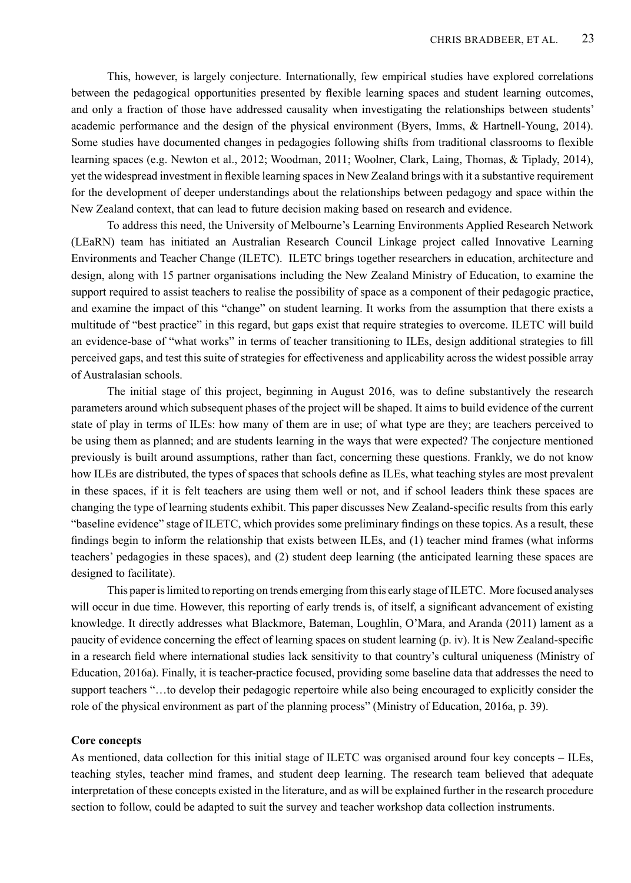This, however, is largely conjecture. Internationally, few empirical studies have explored correlations between the pedagogical opportunities presented by flexible learning spaces and student learning outcomes, and only a fraction of those have addressed causality when investigating the relationships between students' academic performance and the design of the physical environment (Byers, Imms, & Hartnell-Young, 2014). Some studies have documented changes in pedagogies following shifts from traditional classrooms to flexible learning spaces (e.g. Newton et al., 2012; Woodman, 2011; Woolner, Clark, Laing, Thomas, & Tiplady, 2014), yet the widespread investment in flexible learning spaces in New Zealand brings with it a substantive requirement for the development of deeper understandings about the relationships between pedagogy and space within the New Zealand context, that can lead to future decision making based on research and evidence.

To address this need, the University of Melbourne's Learning Environments Applied Research Network (LEaRN) team has initiated an Australian Research Council Linkage project called Innovative Learning Environments and Teacher Change (ILETC). ILETC brings together researchers in education, architecture and design, along with 15 partner organisations including the New Zealand Ministry of Education, to examine the support required to assist teachers to realise the possibility of space as a component of their pedagogic practice, and examine the impact of this "change" on student learning. It works from the assumption that there exists a multitude of "best practice" in this regard, but gaps exist that require strategies to overcome. ILETC will build an evidence-base of "what works" in terms of teacher transitioning to ILEs, design additional strategies to fill perceived gaps, and test this suite of strategies for effectiveness and applicability across the widest possible array of Australasian schools.

The initial stage of this project, beginning in August 2016, was to define substantively the research parameters around which subsequent phases of the project will be shaped. It aims to build evidence of the current state of play in terms of ILEs: how many of them are in use; of what type are they; are teachers perceived to be using them as planned; and are students learning in the ways that were expected? The conjecture mentioned previously is built around assumptions, rather than fact, concerning these questions. Frankly, we do not know how ILEs are distributed, the types of spaces that schools define as ILEs, what teaching styles are most prevalent in these spaces, if it is felt teachers are using them well or not, and if school leaders think these spaces are changing the type of learning students exhibit. This paper discusses New Zealand-specific results from this early "baseline evidence" stage of ILETC, which provides some preliminary findings on these topics. As a result, these findings begin to inform the relationship that exists between ILEs, and (1) teacher mind frames (what informs teachers' pedagogies in these spaces), and (2) student deep learning (the anticipated learning these spaces are designed to facilitate).

This paper is limited to reporting on trends emerging from this early stage of ILETC. More focused analyses will occur in due time. However, this reporting of early trends is, of itself, a significant advancement of existing knowledge. It directly addresses what Blackmore, Bateman, Loughlin, O'Mara, and Aranda (2011) lament as a paucity of evidence concerning the effect of learning spaces on student learning (p. iv). It is New Zealand-specific in a research field where international studies lack sensitivity to that country's cultural uniqueness (Ministry of Education, 2016a). Finally, it is teacher-practice focused, providing some baseline data that addresses the need to support teachers "…to develop their pedagogic repertoire while also being encouraged to explicitly consider the role of the physical environment as part of the planning process" (Ministry of Education, 2016a, p. 39).

**Core concepts**

As mentioned, data collection for this initial stage of ILETC was organised around four key concepts – ILEs, teaching styles, teacher mind frames, and student deep learning. The research team believed that adequate interpretation of these concepts existed in the literature, and as will be explained further in the research procedure section to follow, could be adapted to suit the survey and teacher workshop data collection instruments.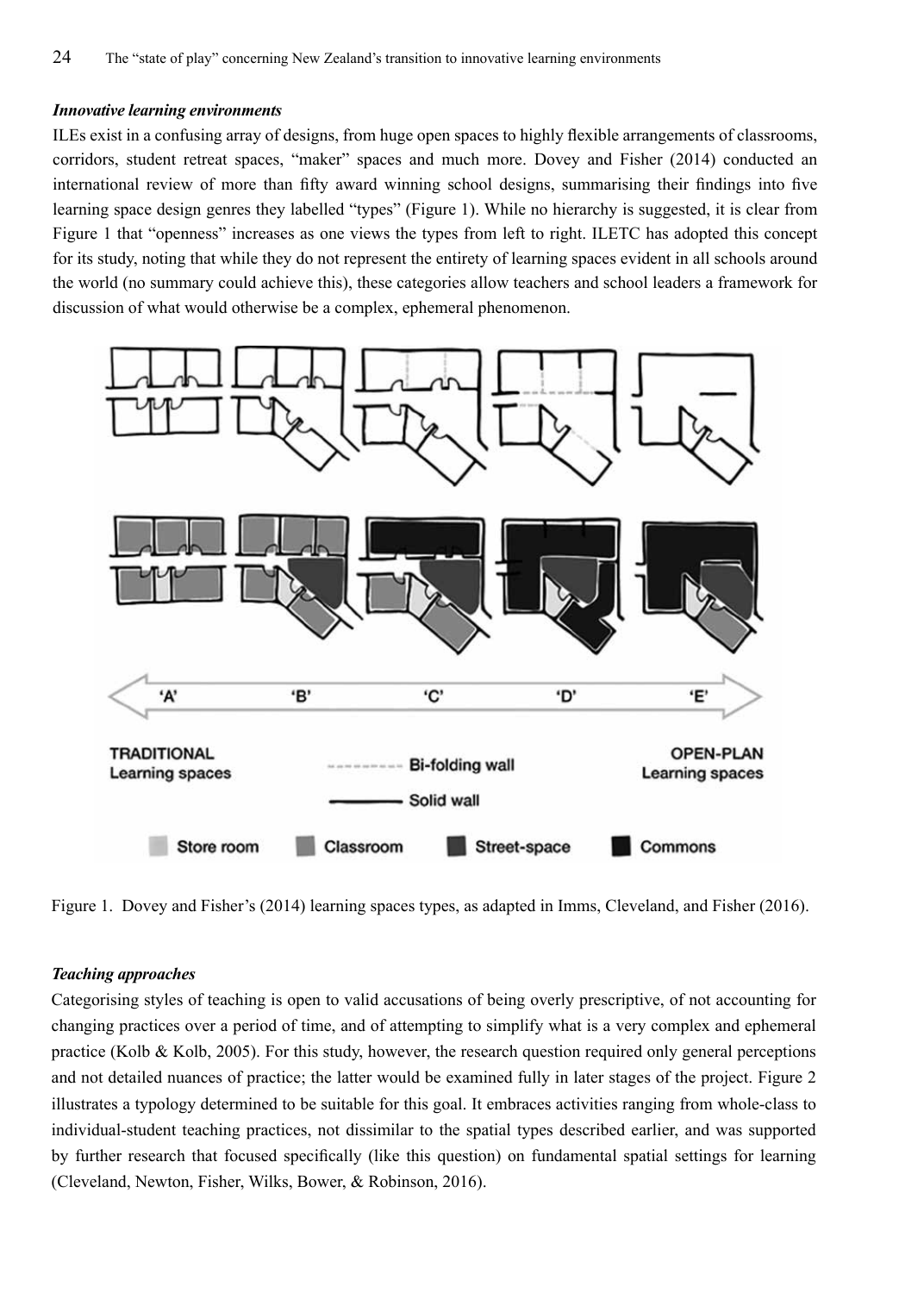### *Innovative learning environments*

ILEs exist in a confusing array of designs, from huge open spaces to highly flexible arrangements of classrooms, corridors, student retreat spaces, "maker" spaces and much more. Dovey and Fisher (2014) conducted an international review of more than fifty award winning school designs, summarising their findings into five learning space design genres they labelled "types" (Figure 1). While no hierarchy is suggested, it is clear from Figure 1 that "openness" increases as one views the types from left to right. ILETC has adopted this concept for its study, noting that while they do not represent the entirety of learning spaces evident in all schools around the world (no summary could achieve this), these categories allow teachers and school leaders a framework for discussion of what would otherwise be a complex, ephemeral phenomenon.

Figure 1. Dovey and Fisher's (2014) learning spaces types, as adapted in Imms, Cleveland, and Fisher (2016).

### *Teaching approaches*

Categorising styles of teaching is open to valid accusations of being overly prescriptive, of not accounting for changing practices over a period of time, and of attempting to simplify what is a very complex and ephemeral practice (Kolb & Kolb, 2005). For this study, however, the research question required only general perceptions and not detailed nuances of practice; the latter would be examined fully in later stages of the project. Figure 2 illustrates a typology determined to be suitable for this goal. It embraces activities ranging from whole-class to individual-student teaching practices, not dissimilar to the spatial types described earlier, and was supported by further research that focused specifically (like this question) on fundamental spatial settings for learning (Cleveland, Newton, Fisher, Wilks, Bower, & Robinson, 2016).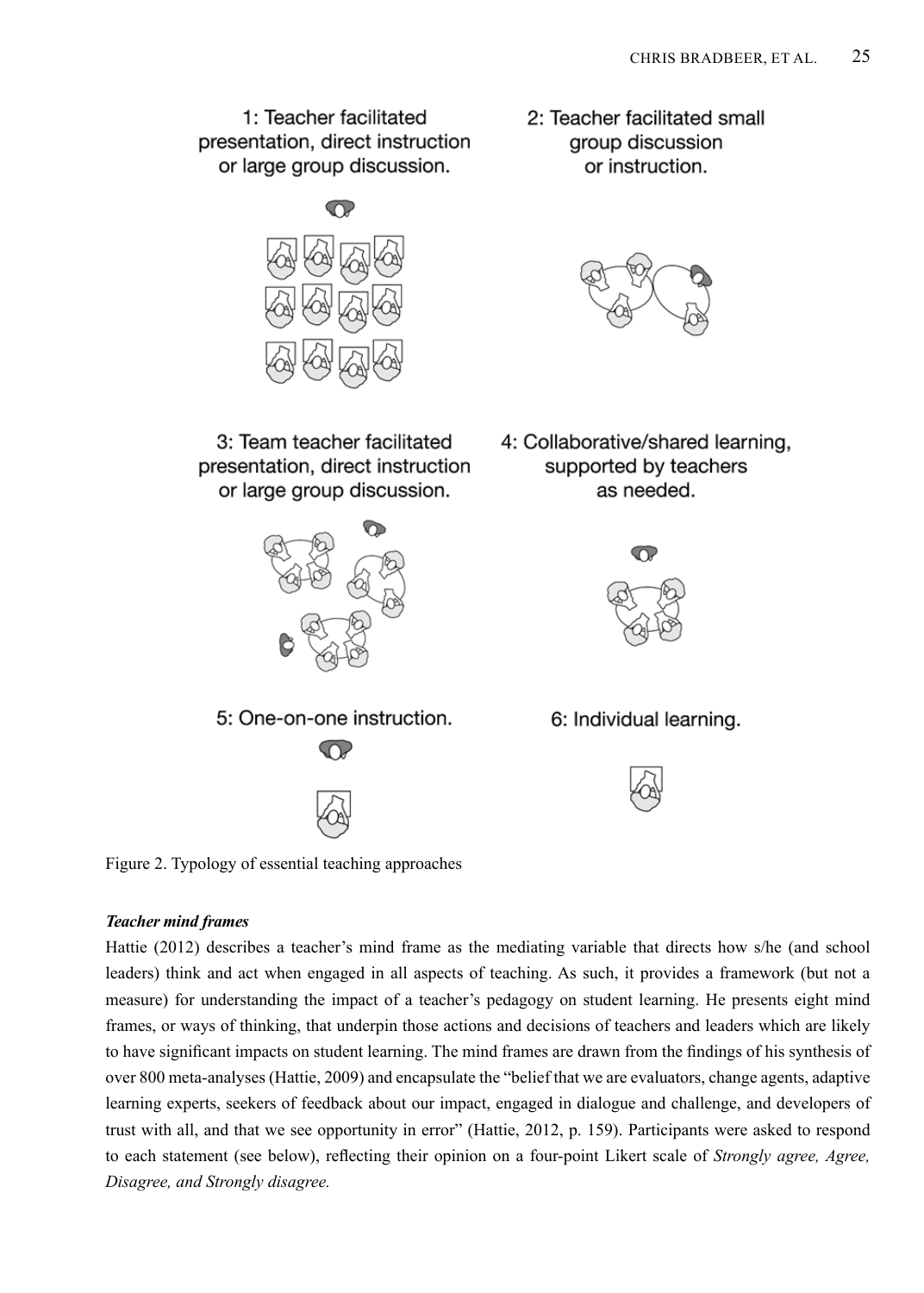1: Teacher facilitated presentation, direct instruction or large group discussion.

2: Teacher facilitated small group discussion or instruction.

3: Team teacher facilitated presentation, direct instruction or large group discussion.

4: Collaborative/shared learning, supported by teachers as needed.

5: One-on-one instruction.

6: Individual learning.

Figure 2. Typology of essential teaching approaches

***Teacher mind frames***

Hattie (2012) describes a teacher's mind frame as the mediating variable that directs how s/he (and school leaders) think and act when engaged in all aspects of teaching. As such, it provides a framework (but not a measure) for understanding the impact of a teacher's pedagogy on student learning. He presents eight mind frames, or ways of thinking, that underpin those actions and decisions of teachers and leaders which are likely to have significant impacts on student learning. The mind frames are drawn from the findings of his synthesis of over 800 meta-analyses (Hattie, 2009) and encapsulate the "belief that we are evaluators, change agents, adaptive learning experts, seekers of feedback about our impact, engaged in dialogue and challenge, and developers of trust with all, and that we see opportunity in error" (Hattie, 2012, p. 159). Participants were asked to respond to each statement (see below), reflecting their opinion on a four-point Likert scale of *Strongly agree, Agree, Disagree, and Strongly disagree.*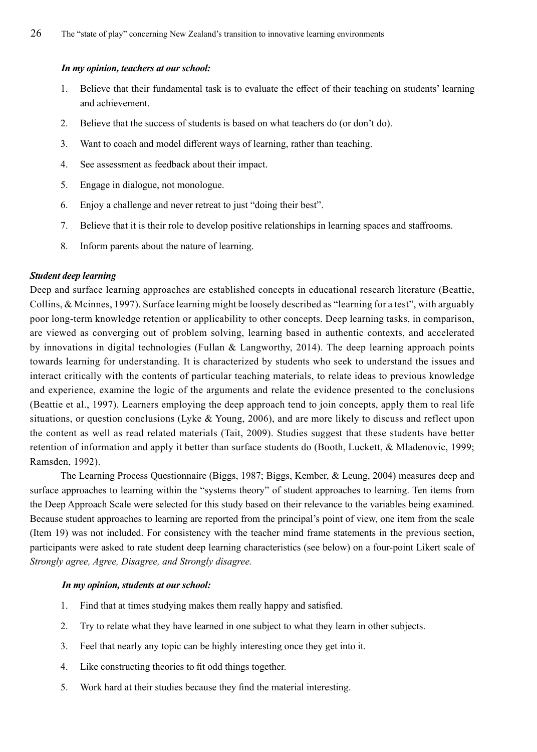***In my opinion, teachers at our school:***

1. Believe that their fundamental task is to evaluate the effect of their teaching on students' learning and achievement.
2. Believe that the success of students is based on what teachers do (or don't do).
3. Want to coach and model different ways of learning, rather than teaching.
4. See assessment as feedback about their impact.
5. Engage in dialogue, not monologue.
6. Enjoy a challenge and never retreat to just "doing their best".
7. Believe that it is their role to develop positive relationships in learning spaces and staffrooms.
8. Inform parents about the nature of learning.

***Student deep learning***

Deep and surface learning approaches are established concepts in educational research literature (Beattie, Collins, & Mcinnes, 1997). Surface learning might be loosely described as "learning for a test", with arguably poor long-term knowledge retention or applicability to other concepts. Deep learning tasks, in comparison, are viewed as converging out of problem solving, learning based in authentic contexts, and accelerated by innovations in digital technologies (Fullan & Langworthy, 2014). The deep learning approach points towards learning for understanding. It is characterized by students who seek to understand the issues and interact critically with the contents of particular teaching materials, to relate ideas to previous knowledge and experience, examine the logic of the arguments and relate the evidence presented to the conclusions (Beattie et al., 1997). Learners employing the deep approach tend to join concepts, apply them to real life situations, or question conclusions (Lyke & Young, 2006), and are more likely to discuss and reflect upon the content as well as read related materials (Tait, 2009). Studies suggest that these students have better retention of information and apply it better than surface students do (Booth, Luckett, & Mladenovic, 1999; Ramsden, 1992).

The Learning Process Questionnaire (Biggs, 1987; Biggs, Kember, & Leung, 2004) measures deep and surface approaches to learning within the "systems theory" of student approaches to learning. Ten items from the Deep Approach Scale were selected for this study based on their relevance to the variables being examined. Because student approaches to learning are reported from the principal's point of view, one item from the scale (Item 19) was not included. For consistency with the teacher mind frame statements in the previous section, participants were asked to rate student deep learning characteristics (see below) on a four-point Likert scale of *Strongly agree, Agree, Disagree, and Strongly disagree.*

***In my opinion, students at our school:***

1. Find that at times studying makes them really happy and satisfied.
2. Try to relate what they have learned in one subject to what they learn in other subjects.
3. Feel that nearly any topic can be highly interesting once they get into it.
4. Like constructing theories to fit odd things together.
5. Work hard at their studies because they find the material interesting.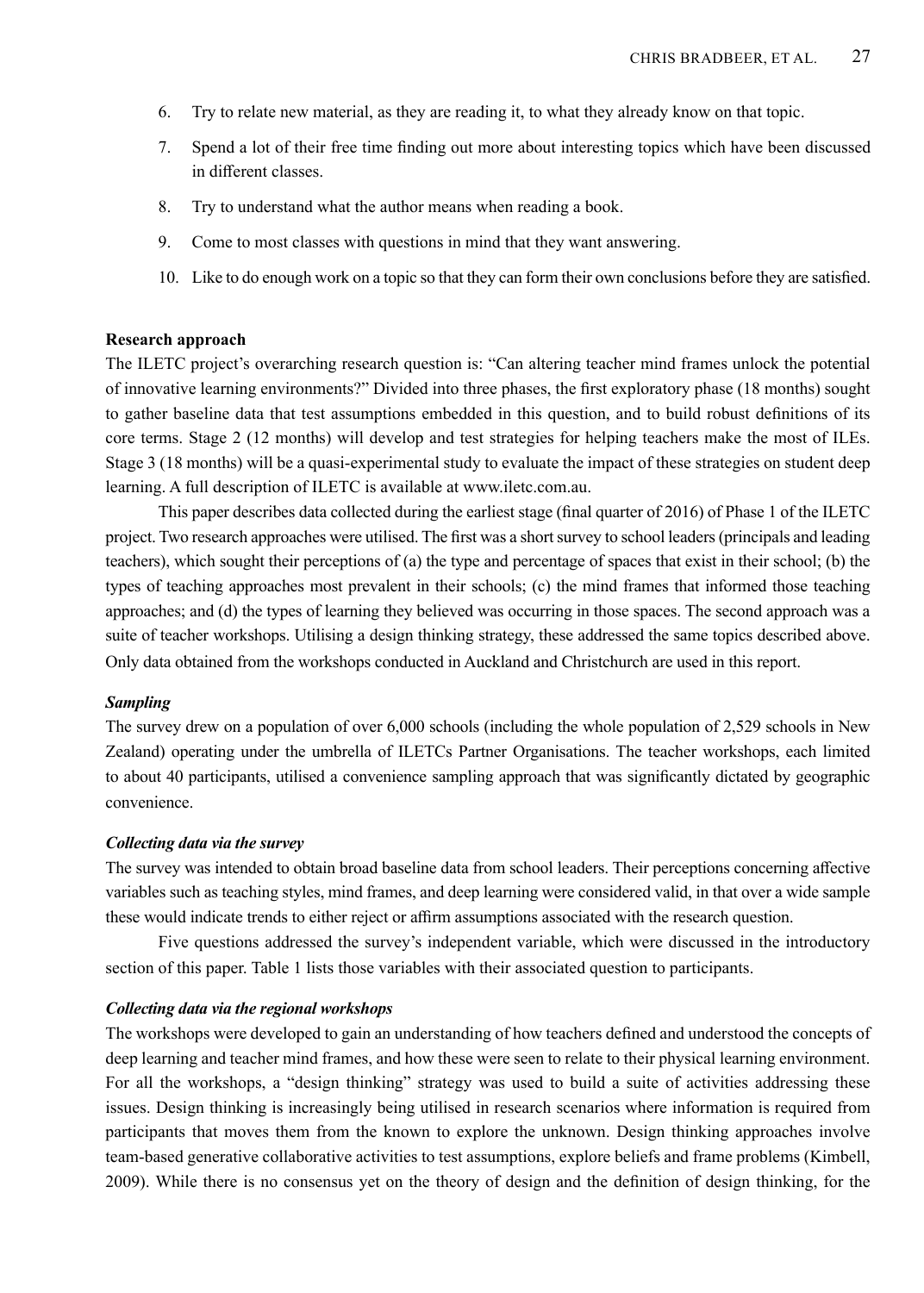6. Try to relate new material, as they are reading it, to what they already know on that topic.
7. Spend a lot of their free time finding out more about interesting topics which have been discussed in different classes.
8. Try to understand what the author means when reading a book.
9. Come to most classes with questions in mind that they want answering.
10. Like to do enough work on a topic so that they can form their own conclusions before they are satisfied.

**Research approach**

The ILETC project's overarching research question is: "Can altering teacher mind frames unlock the potential of innovative learning environments?" Divided into three phases, the first exploratory phase (18 months) sought to gather baseline data that test assumptions embedded in this question, and to build robust definitions of its core terms. Stage 2 (12 months) will develop and test strategies for helping teachers make the most of ILEs. Stage 3 (18 months) will be a quasi-experimental study to evaluate the impact of these strategies on student deep learning. A full description of ILETC is available at www.iletc.com.au.

This paper describes data collected during the earliest stage (final quarter of 2016) of Phase 1 of the ILETC project. Two research approaches were utilised. The first was a short survey to school leaders (principals and leading teachers), which sought their perceptions of (a) the type and percentage of spaces that exist in their school; (b) the types of teaching approaches most prevalent in their schools; (c) the mind frames that informed those teaching approaches; and (d) the types of learning they believed was occurring in those spaces. The second approach was a suite of teacher workshops. Utilising a design thinking strategy, these addressed the same topics described above. Only data obtained from the workshops conducted in Auckland and Christchurch are used in this report.

***Sampling***

The survey drew on a population of over 6,000 schools (including the whole population of 2,529 schools in New Zealand) operating under the umbrella of ILETCs Partner Organisations. The teacher workshops, each limited to about 40 participants, utilised a convenience sampling approach that was significantly dictated by geographic convenience.

***Collecting data via the survey***

The survey was intended to obtain broad baseline data from school leaders. Their perceptions concerning affective variables such as teaching styles, mind frames, and deep learning were considered valid, in that over a wide sample these would indicate trends to either reject or affirm assumptions associated with the research question.

Five questions addressed the survey's independent variable, which were discussed in the introductory section of this paper. Table 1 lists those variables with their associated question to participants.

***Collecting data via the regional workshops***

The workshops were developed to gain an understanding of how teachers defined and understood the concepts of deep learning and teacher mind frames, and how these were seen to relate to their physical learning environment. For all the workshops, a "design thinking" strategy was used to build a suite of activities addressing these issues. Design thinking is increasingly being utilised in research scenarios where information is required from participants that moves them from the known to explore the unknown. Design thinking approaches involve team-based generative collaborative activities to test assumptions, explore beliefs and frame problems (Kimbell, 2009). While there is no consensus yet on the theory of design and the definition of design thinking, for the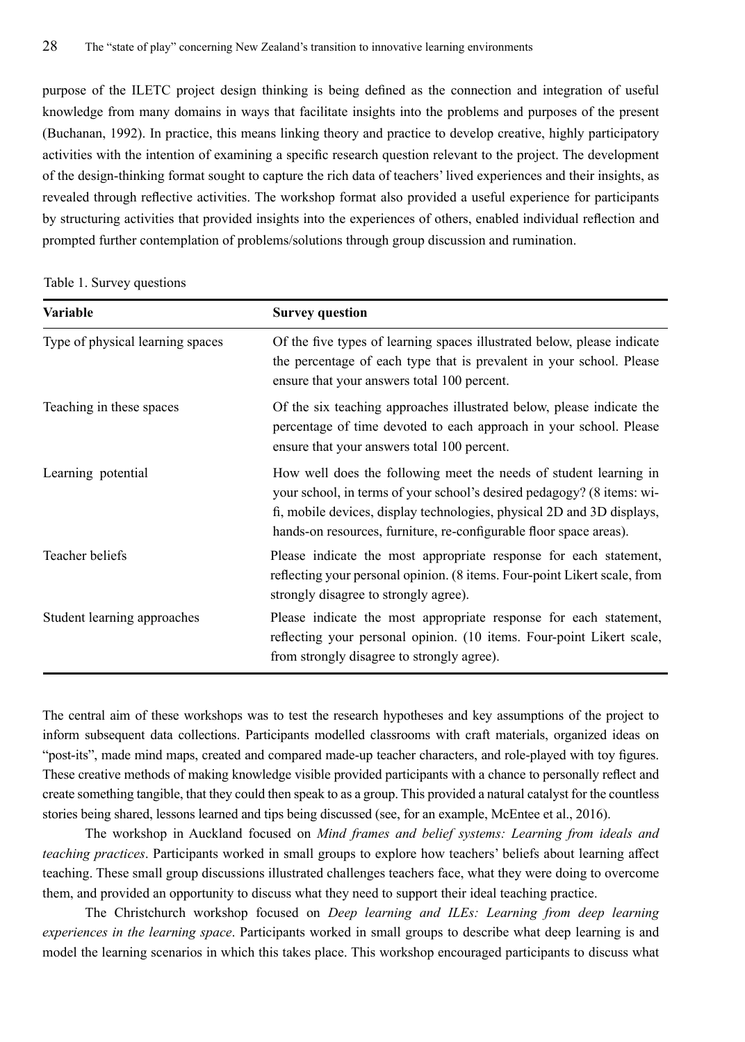purpose of the ILETC project design thinking is being defined as the connection and integration of useful knowledge from many domains in ways that facilitate insights into the problems and purposes of the present (Buchanan, 1992). In practice, this means linking theory and practice to develop creative, highly participatory activities with the intention of examining a specific research question relevant to the project. The development of the design-thinking format sought to capture the rich data of teachers' lived experiences and their insights, as revealed through reflective activities. The workshop format also provided a useful experience for participants by structuring activities that provided insights into the experiences of others, enabled individual reflection and prompted further contemplation of problems/solutions through group discussion and rumination.

Table 1. Survey questions

| Variable | Survey question |
| --- | --- |
| Type of physical learning spaces | Of the five types of learning spaces illustrated below, please indicate the percentage of each type that is prevalent in your school. Please ensure that your answers total 100 percent. |
| Teaching in these spaces | Of the six teaching approaches illustrated below, please indicate the percentage of time devoted to each approach in your school. Please ensure that your answers total 100 percent. |
| Learning potential | How well does the following meet the needs of student learning in your school, in terms of your school's desired pedagogy? (8 items: wi-fi, mobile devices, display technologies, physical 2D and 3D displays, hands-on resources, furniture, re-configurable floor space areas). |
| Teacher beliefs | Please indicate the most appropriate response for each statement, reflecting your personal opinion. (8 items. Four-point Likert scale, from strongly disagree to strongly agree). |
| Student learning approaches | Please indicate the most appropriate response for each statement, reflecting your personal opinion. (10 items. Four-point Likert scale, from strongly disagree to strongly agree). |

The central aim of these workshops was to test the research hypotheses and key assumptions of the project to inform subsequent data collections. Participants modelled classrooms with craft materials, organized ideas on "post-its", made mind maps, created and compared made-up teacher characters, and role-played with toy figures. These creative methods of making knowledge visible provided participants with a chance to personally reflect and create something tangible, that they could then speak to as a group. This provided a natural catalyst for the countless stories being shared, lessons learned and tips being discussed (see, for an example, McEntee et al., 2016).

The workshop in Auckland focused on *Mind frames and belief systems: Learning from ideals and teaching practices*. Participants worked in small groups to explore how teachers' beliefs about learning affect teaching. These small group discussions illustrated challenges teachers face, what they were doing to overcome them, and provided an opportunity to discuss what they need to support their ideal teaching practice.

The Christchurch workshop focused on *Deep learning and ILEs: Learning from deep learning experiences in the learning space*. Participants worked in small groups to describe what deep learning is and model the learning scenarios in which this takes place. This workshop encouraged participants to discuss what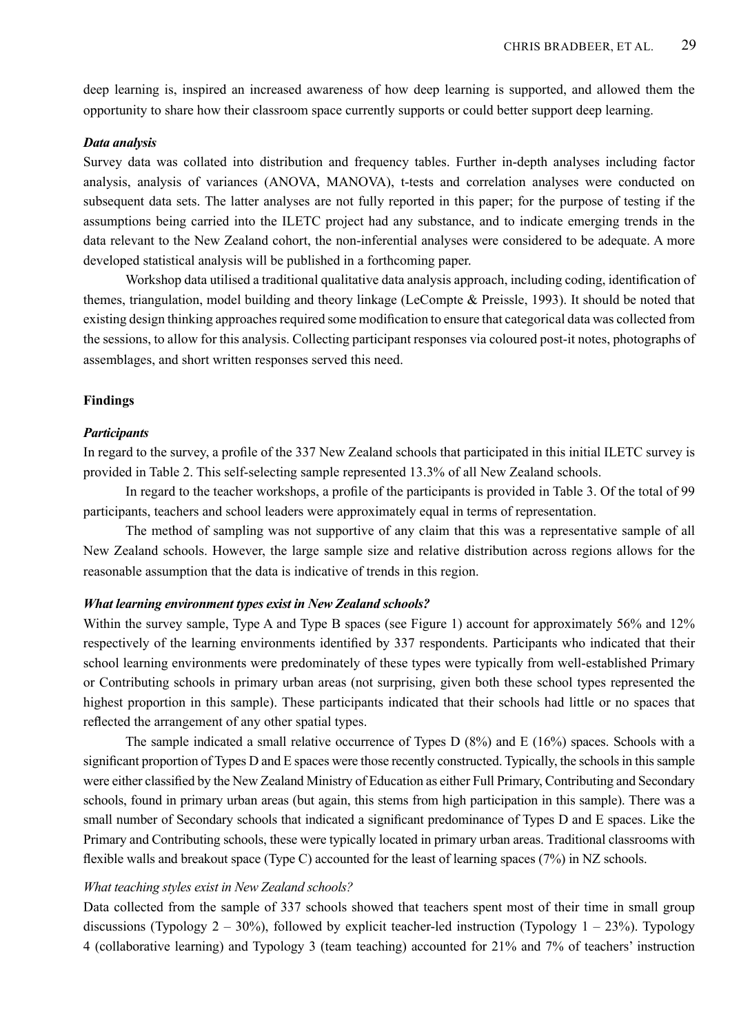deep learning is, inspired an increased awareness of how deep learning is supported, and allowed them the opportunity to share how their classroom space currently supports or could better support deep learning.

### *Data analysis*

Survey data was collated into distribution and frequency tables. Further in-depth analyses including factor analysis, analysis of variances (ANOVA, MANOVA), t-tests and correlation analyses were conducted on subsequent data sets. The latter analyses are not fully reported in this paper; for the purpose of testing if the assumptions being carried into the ILETC project had any substance, and to indicate emerging trends in the data relevant to the New Zealand cohort, the non-inferential analyses were considered to be adequate. A more developed statistical analysis will be published in a forthcoming paper.

Workshop data utilised a traditional qualitative data analysis approach, including coding, identification of themes, triangulation, model building and theory linkage (LeCompte & Preissle, 1993). It should be noted that existing design thinking approaches required some modification to ensure that categorical data was collected from the sessions, to allow for this analysis. Collecting participant responses via coloured post-it notes, photographs of assemblages, and short written responses served this need.

## Findings

### *Participants*

In regard to the survey, a profile of the 337 New Zealand schools that participated in this initial ILETC survey is provided in Table 2. This self-selecting sample represented 13.3% of all New Zealand schools.

In regard to the teacher workshops, a profile of the participants is provided in Table 3. Of the total of 99 participants, teachers and school leaders were approximately equal in terms of representation.

The method of sampling was not supportive of any claim that this was a representative sample of all New Zealand schools. However, the large sample size and relative distribution across regions allows for the reasonable assumption that the data is indicative of trends in this region.

### *What learning environment types exist in New Zealand schools?*

Within the survey sample, Type A and Type B spaces (see Figure 1) account for approximately 56% and 12% respectively of the learning environments identified by 337 respondents. Participants who indicated that their school learning environments were predominately of these types were typically from well-established Primary or Contributing schools in primary urban areas (not surprising, given both these school types represented the highest proportion in this sample). These participants indicated that their schools had little or no spaces that reflected the arrangement of any other spatial types.

The sample indicated a small relative occurrence of Types D (8%) and E (16%) spaces. Schools with a significant proportion of Types D and E spaces were those recently constructed. Typically, the schools in this sample were either classified by the New Zealand Ministry of Education as either Full Primary, Contributing and Secondary schools, found in primary urban areas (but again, this stems from high participation in this sample). There was a small number of Secondary schools that indicated a significant predominance of Types D and E spaces. Like the Primary and Contributing schools, these were typically located in primary urban areas. Traditional classrooms with flexible walls and breakout space (Type C) accounted for the least of learning spaces (7%) in NZ schools.

#### *What teaching styles exist in New Zealand schools?*

Data collected from the sample of 337 schools showed that teachers spent most of their time in small group discussions (Typology 2 – 30%), followed by explicit teacher-led instruction (Typology 1 – 23%). Typology 4 (collaborative learning) and Typology 3 (team teaching) accounted for 21% and 7% of teachers' instruction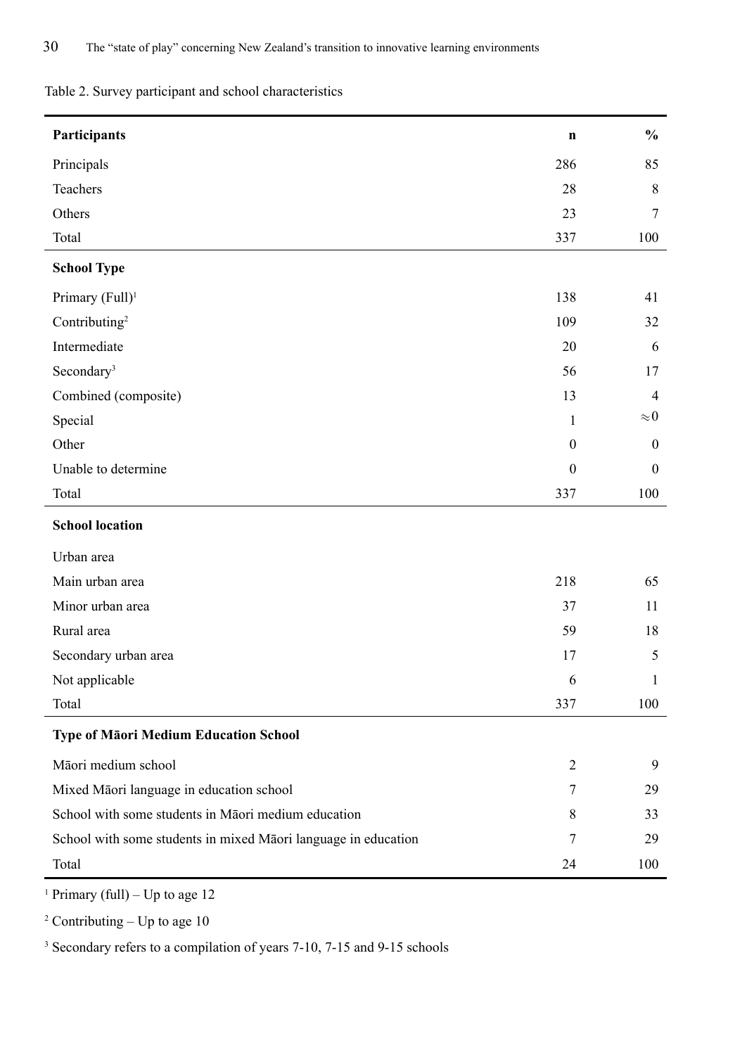Table 2. Survey participant and school characteristics

| **Participants** | **n** | **%** |
|---|---|---|
| Principals | 286 | 85 |
| Teachers | 28 | 8 |
| Others | 23 | 7 |
| Total | 337 | 100 |
| **School Type** | | |
| Primary (Full)[1] | 138 | 41 |
| Contributing[2] | 109 | 32 |
| Intermediate | 20 | 6 |
| Secondary[3] | 56 | 17 |
| Combined (composite) | 13 | 4 |
| Special | 1 | $\approx 0$ |
| Other | 0 | 0 |
| Unable to determine | 0 | 0 |
| Total | 337 | 100 |
| **School location** | | |
| Urban area | | |
| Main urban area | 218 | 65 |
| Minor urban area | 37 | 11 |
| Rural area | 59 | 18 |
| Secondary urban area | 17 | 5 |
| Not applicable | 6 | 1 |
| Total | 337 | 100 |
| **Type of Māori Medium Education School** | | |
| Māori medium school | 2 | 9 |
| Mixed Māori language in education school | 7 | 29 |
| School with some students in Māori medium education | 8 | 33 |
| School with some students in mixed Māori language in education | 7 | 29 |
| Total | 24 | 100 |

[1] Primary (full) – Up to age 12

[2] Contributing – Up to age 10

[3] Secondary refers to a compilation of years 7-10, 7-15 and 9-15 schools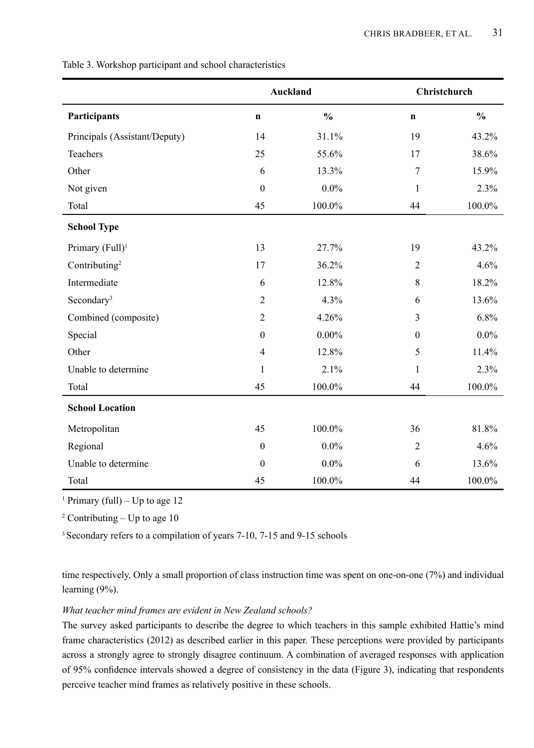Table 3. Workshop participant and school characteristics

| | Auckland | | Christchurch | |
|---|---|---|---|---|
| **Participants** | **n** | **%** | **n** | **%** |
| Principals (Assistant/Deputy) | 14 | 31.1% | 19 | 43.2% |
| Teachers | 25 | 55.6% | 17 | 38.6% |
| Other | 6 | 13.3% | 7 | 15.9% |
| Not given | 0 | 0.0% | 1 | 2.3% |
| Total | 45 | 100.0% | 44 | 100.0% |
| **School Type** | | | | |
| Primary (Full)[1] | 13 | 27.7% | 19 | 43.2% |
| Contributing[2] | 17 | 36.2% | 2 | 4.6% |
| Intermediate | 6 | 12.8% | 8 | 18.2% |
| Secondary[3] | 2 | 4.3% | 6 | 13.6% |
| Combined (composite) | 2 | 4.26% | 3 | 6.8% |
| Special | 0 | 0.00% | 0 | 0.0% |
| Other | 4 | 12.8% | 5 | 11.4% |
| Unable to determine | 1 | 2.1% | 1 | 2.3% |
| Total | 45 | 100.0% | 44 | 100.0% |
| **School Location** | | | | |
| Metropolitan | 45 | 100.0% | 36 | 81.8% |
| Regional | 0 | 0.0% | 2 | 4.6% |
| Unable to determine | 0 | 0.0% | 6 | 13.6% |
| Total | 45 | 100.0% | 44 | 100.0% |

[1] Primary (full) – Up to age 12

[2] Contributing – Up to age 10

[3] Secondary refers to a compilation of years 7-10, 7-15 and 9-15 schools

time respectively. Only a small proportion of class instruction time was spent on one-on-one (7%) and individual learning (9%).

*What teacher mind frames are evident in New Zealand schools?*

The survey asked participants to describe the degree to which teachers in this sample exhibited Hattie's mind frame characteristics (2012) as described earlier in this paper. These perceptions were provided by participants across a strongly agree to strongly disagree continuum. A combination of averaged responses with application of 95% confidence intervals showed a degree of consistency in the data (Figure 3), indicating that respondents perceive teacher mind frames as relatively positive in these schools.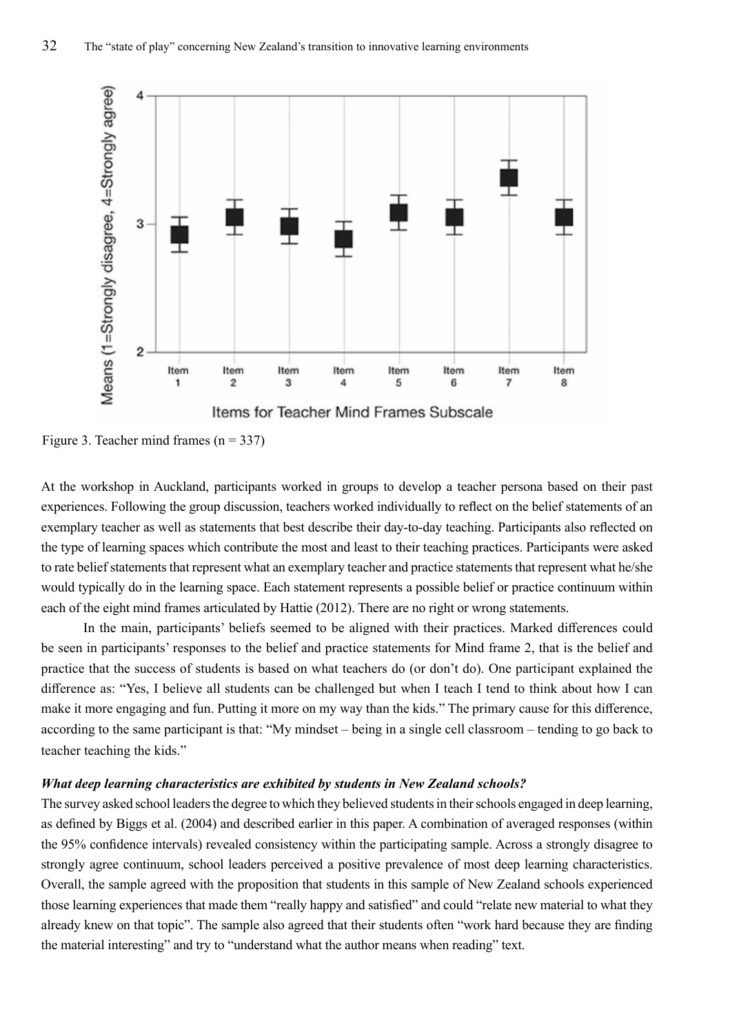Figure 3. Teacher mind frames (n = 337)

At the workshop in Auckland, participants worked in groups to develop a teacher persona based on their past experiences. Following the group discussion, teachers worked individually to reflect on the belief statements of an exemplary teacher as well as statements that best describe their day-to-day teaching. Participants also reflected on the type of learning spaces which contribute the most and least to their teaching practices. Participants were asked to rate belief statements that represent what an exemplary teacher and practice statements that represent what he/she would typically do in the learning space. Each statement represents a possible belief or practice continuum within each of the eight mind frames articulated by Hattie (2012). There are no right or wrong statements.

In the main, participants' beliefs seemed to be aligned with their practices. Marked differences could be seen in participants' responses to the belief and practice statements for Mind frame 2, that is the belief and practice that the success of students is based on what teachers do (or don't do). One participant explained the difference as: "Yes, I believe all students can be challenged but when I teach I tend to think about how I can make it more engaging and fun. Putting it more on my way than the kids." The primary cause for this difference, according to the same participant is that: "My mindset – being in a single cell classroom – tending to go back to teacher teaching the kids."

***What deep learning characteristics are exhibited by students in New Zealand schools?***

The survey asked school leaders the degree to which they believed students in their schools engaged in deep learning, as defined by Biggs et al. (2004) and described earlier in this paper. A combination of averaged responses (within the 95% confidence intervals) revealed consistency within the participating sample. Across a strongly disagree to strongly agree continuum, school leaders perceived a positive prevalence of most deep learning characteristics. Overall, the sample agreed with the proposition that students in this sample of New Zealand schools experienced those learning experiences that made them "really happy and satisfied" and could "relate new material to what they already knew on that topic". The sample also agreed that their students often "work hard because they are finding the material interesting" and try to "understand what the author means when reading" text.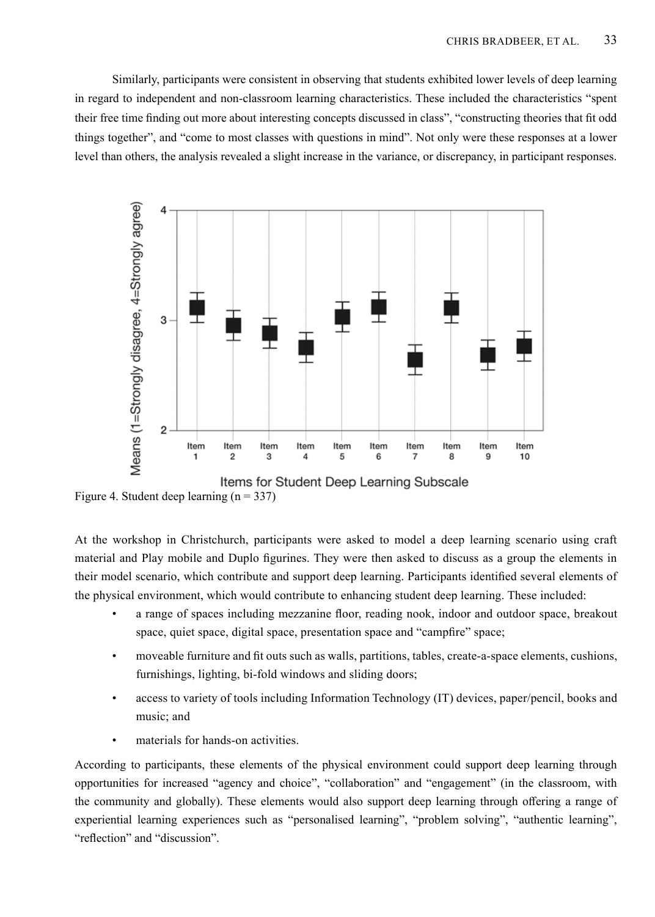Similarly, participants were consistent in observing that students exhibited lower levels of deep learning in regard to independent and non-classroom learning characteristics. These included the characteristics "spent their free time finding out more about interesting concepts discussed in class", "constructing theories that fit odd things together", and "come to most classes with questions in mind". Not only were these responses at a lower level than others, the analysis revealed a slight increase in the variance, or discrepancy, in participant responses.

Figure 4. Student deep learning (n = 337)

At the workshop in Christchurch, participants were asked to model a deep learning scenario using craft material and Play mobile and Duplo figurines. They were then asked to discuss as a group the elements in their model scenario, which contribute and support deep learning. Participants identified several elements of the physical environment, which would contribute to enhancing student deep learning. These included:

- a range of spaces including mezzanine floor, reading nook, indoor and outdoor space, breakout space, quiet space, digital space, presentation space and "campfire" space;
- moveable furniture and fit outs such as walls, partitions, tables, create-a-space elements, cushions, furnishings, lighting, bi-fold windows and sliding doors;
- access to variety of tools including Information Technology (IT) devices, paper/pencil, books and music; and
- materials for hands-on activities.

According to participants, these elements of the physical environment could support deep learning through opportunities for increased "agency and choice", "collaboration" and "engagement" (in the classroom, with the community and globally). These elements would also support deep learning through offering a range of experiential learning experiences such as "personalised learning", "problem solving", "authentic learning", "reflection" and "discussion".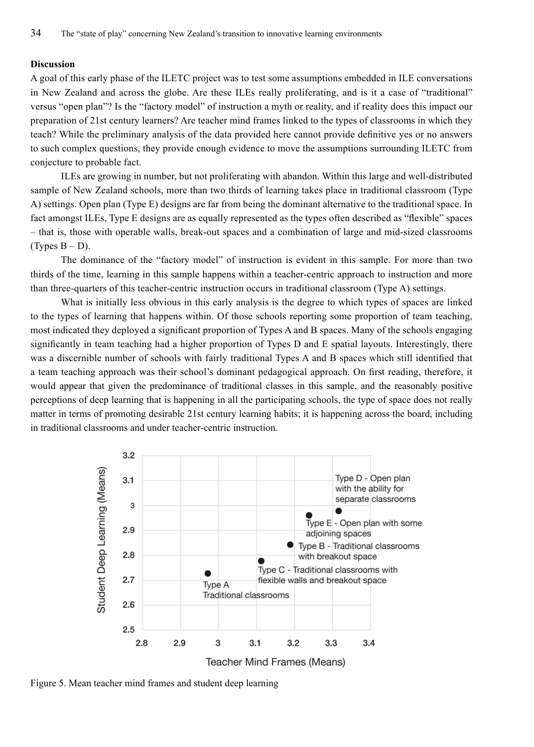**Discussion**

A goal of this early phase of the ILETC project was to test some assumptions embedded in ILE conversations in New Zealand and across the globe. Are these ILEs really proliferating, and is it a case of "traditional" versus "open plan"? Is the "factory model" of instruction a myth or reality, and if reality does this impact our preparation of 21st century learners? Are teacher mind frames linked to the types of classrooms in which they teach? While the preliminary analysis of the data provided here cannot provide definitive yes or no answers to such complex questions, they provide enough evidence to move the assumptions surrounding ILETC from conjecture to probable fact.

ILEs are growing in number, but not proliferating with abandon. Within this large and well-distributed sample of New Zealand schools, more than two thirds of learning takes place in traditional classroom (Type A) settings. Open plan (Type E) designs are far from being the dominant alternative to the traditional space. In fact amongst ILEs, Type E designs are as equally represented as the types often described as "flexible" spaces – that is, those with operable walls, break-out spaces and a combination of large and mid-sized classrooms (Types B – D).

The dominance of the "factory model" of instruction is evident in this sample. For more than two thirds of the time, learning in this sample happens within a teacher-centric approach to instruction and more than three-quarters of this teacher-centric instruction occurs in traditional classroom (Type A) settings.

What is initially less obvious in this early analysis is the degree to which types of spaces are linked to the types of learning that happens within. Of those schools reporting some proportion of team teaching, most indicated they deployed a significant proportion of Types A and B spaces. Many of the schools engaging significantly in team teaching had a higher proportion of Types D and E spatial layouts. Interestingly, there was a discernible number of schools with fairly traditional Types A and B spaces which still identified that a team teaching approach was their school's dominant pedagogical approach. On first reading, therefore, it would appear that given the predominance of traditional classes in this sample, and the reasonably positive perceptions of deep learning that is happening in all the participating schools, the type of space does not really matter in terms of promoting desirable 21st century learning habits; it is happening across the board, including in traditional classrooms and under teacher-centric instruction.

Figure 5. Mean teacher mind frames and student deep learning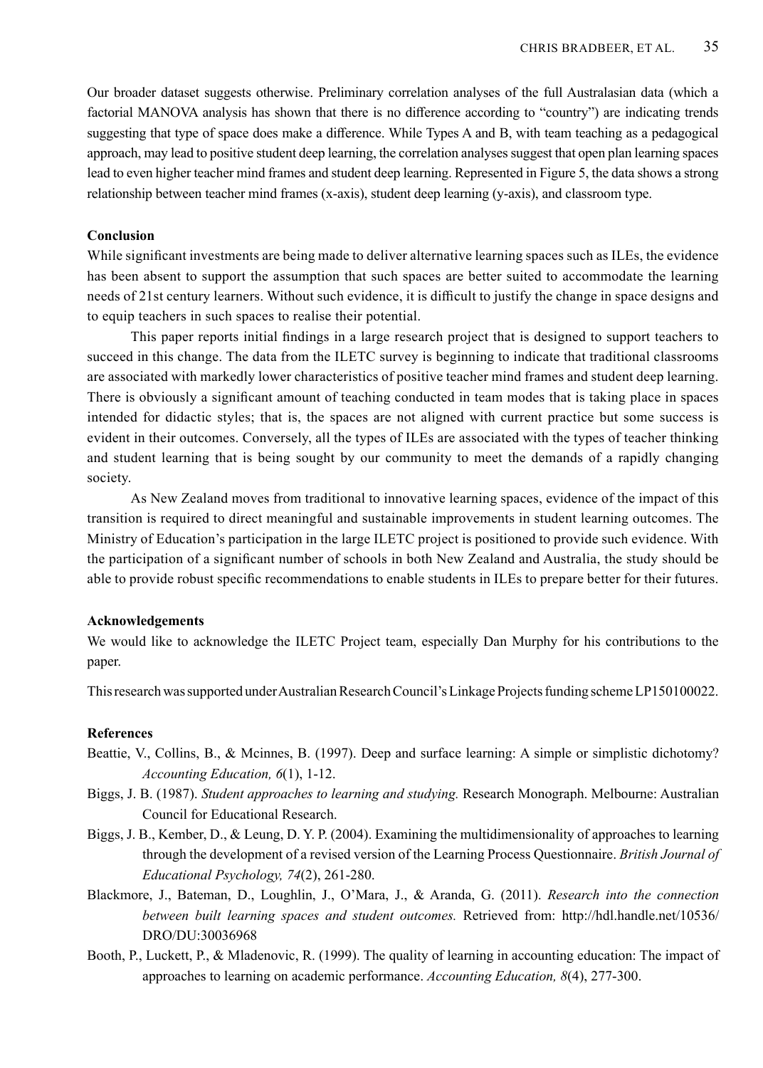Our broader dataset suggests otherwise. Preliminary correlation analyses of the full Australasian data (which a factorial MANOVA analysis has shown that there is no difference according to "country") are indicating trends suggesting that type of space does make a difference. While Types A and B, with team teaching as a pedagogical approach, may lead to positive student deep learning, the correlation analyses suggest that open plan learning spaces lead to even higher teacher mind frames and student deep learning. Represented in Figure 5, the data shows a strong relationship between teacher mind frames (x-axis), student deep learning (y-axis), and classroom type.

**Conclusion**

While significant investments are being made to deliver alternative learning spaces such as ILEs, the evidence has been absent to support the assumption that such spaces are better suited to accommodate the learning needs of 21st century learners. Without such evidence, it is difficult to justify the change in space designs and to equip teachers in such spaces to realise their potential.

This paper reports initial findings in a large research project that is designed to support teachers to succeed in this change. The data from the ILETC survey is beginning to indicate that traditional classrooms are associated with markedly lower characteristics of positive teacher mind frames and student deep learning. There is obviously a significant amount of teaching conducted in team modes that is taking place in spaces intended for didactic styles; that is, the spaces are not aligned with current practice but some success is evident in their outcomes. Conversely, all the types of ILEs are associated with the types of teacher thinking and student learning that is being sought by our community to meet the demands of a rapidly changing society.

As New Zealand moves from traditional to innovative learning spaces, evidence of the impact of this transition is required to direct meaningful and sustainable improvements in student learning outcomes. The Ministry of Education's participation in the large ILETC project is positioned to provide such evidence. With the participation of a significant number of schools in both New Zealand and Australia, the study should be able to provide robust specific recommendations to enable students in ILEs to prepare better for their futures.

**Acknowledgements**

We would like to acknowledge the ILETC Project team, especially Dan Murphy for his contributions to the paper.

This research was supported under Australian Research Council's Linkage Projects funding scheme LP150100022.

**References**

Beattie, V., Collins, B., & Mcinnes, B. (1997). Deep and surface learning: A simple or simplistic dichotomy? *Accounting Education, 6*(1), 1-12.

Biggs, J. B. (1987). *Student approaches to learning and studying.* Research Monograph. Melbourne: Australian Council for Educational Research.

Biggs, J. B., Kember, D., & Leung, D. Y. P. (2004). Examining the multidimensionality of approaches to learning through the development of a revised version of the Learning Process Questionnaire. *British Journal of Educational Psychology, 74*(2), 261-280.

Blackmore, J., Bateman, D., Loughlin, J., O'Mara, J., & Aranda, G. (2011). *Research into the connection between built learning spaces and student outcomes.* Retrieved from: http://hdl.handle.net/10536/DRO/DU:30036968

Booth, P., Luckett, P., & Mladenovic, R. (1999). The quality of learning in accounting education: The impact of approaches to learning on academic performance. *Accounting Education, 8*(4), 277-300.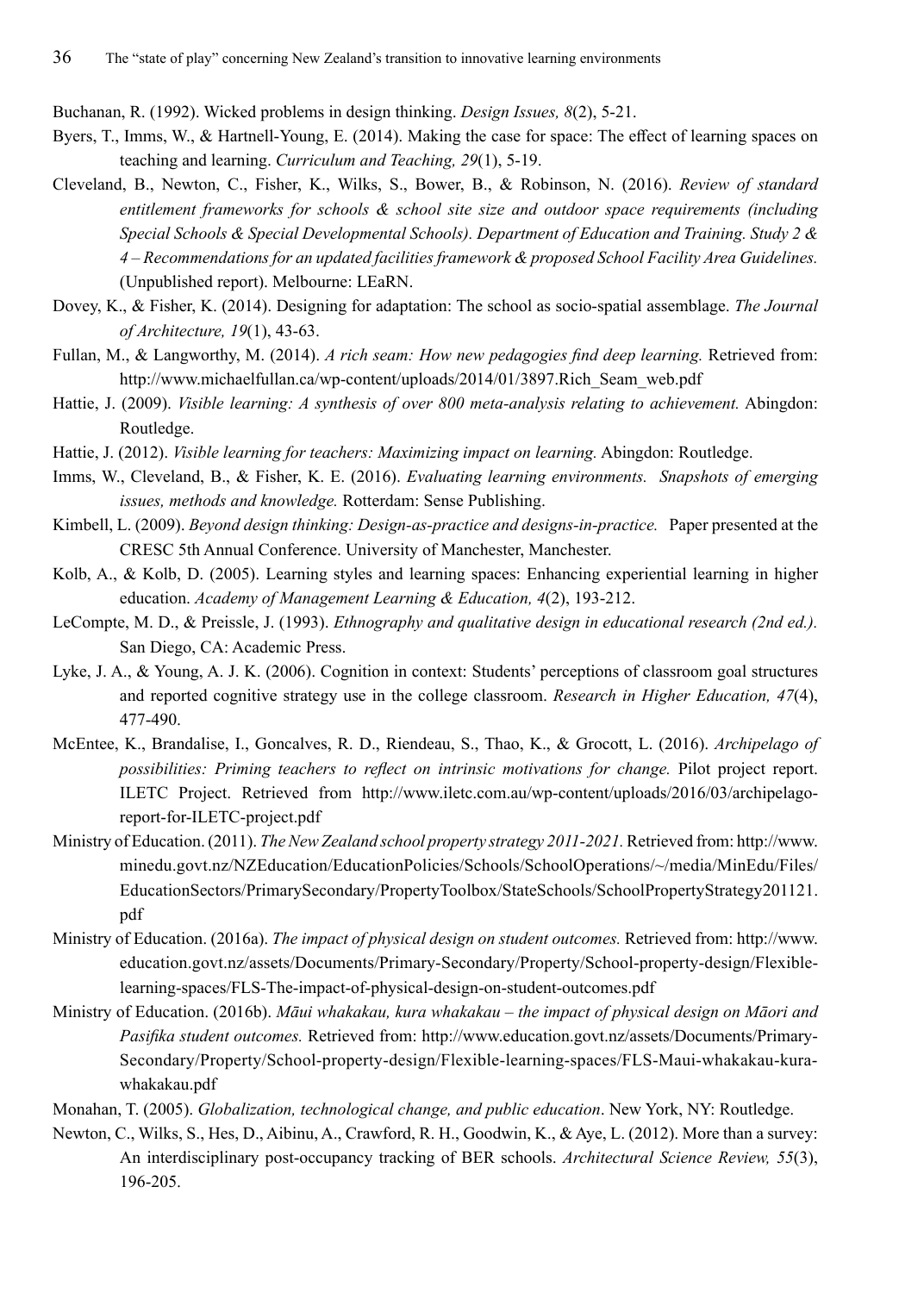Buchanan, R. (1992). Wicked problems in design thinking. *Design Issues, 8*(2), 5-21.

Byers, T., Imms, W., & Hartnell-Young, E. (2014). Making the case for space: The effect of learning spaces on teaching and learning. *Curriculum and Teaching, 29*(1), 5-19.

Cleveland, B., Newton, C., Fisher, K., Wilks, S., Bower, B., & Robinson, N. (2016). *Review of standard entitlement frameworks for schools & school site size and outdoor space requirements (including Special Schools & Special Developmental Schools). Department of Education and Training. Study 2 & 4 – Recommendations for an updated facilities framework & proposed School Facility Area Guidelines.* (Unpublished report). Melbourne: LEaRN.

Dovey, K., & Fisher, K. (2014). Designing for adaptation: The school as socio-spatial assemblage. *The Journal of Architecture, 19*(1), 43-63.

Fullan, M., & Langworthy, M. (2014). *A rich seam: How new pedagogies find deep learning.* Retrieved from: http://www.michaelfullan.ca/wp-content/uploads/2014/01/3897.Rich_Seam_web.pdf

Hattie, J. (2009). *Visible learning: A synthesis of over 800 meta-analysis relating to achievement.* Abingdon: Routledge.

Hattie, J. (2012). *Visible learning for teachers: Maximizing impact on learning.* Abingdon: Routledge.

Imms, W., Cleveland, B., & Fisher, K. E. (2016). *Evaluating learning environments. Snapshots of emerging issues, methods and knowledge.* Rotterdam: Sense Publishing.

Kimbell, L. (2009). *Beyond design thinking: Design-as-practice and designs-in-practice.* Paper presented at the CRESC 5th Annual Conference. University of Manchester, Manchester.

Kolb, A., & Kolb, D. (2005). Learning styles and learning spaces: Enhancing experiential learning in higher education. *Academy of Management Learning & Education, 4*(2), 193-212.

LeCompte, M. D., & Preissle, J. (1993). *Ethnography and qualitative design in educational research (2nd ed.).* San Diego, CA: Academic Press.

Lyke, J. A., & Young, A. J. K. (2006). Cognition in context: Students' perceptions of classroom goal structures and reported cognitive strategy use in the college classroom. *Research in Higher Education, 47*(4), 477-490.

McEntee, K., Brandalise, I., Goncalves, R. D., Riendeau, S., Thao, K., & Grocott, L. (2016). *Archipelago of possibilities: Priming teachers to reflect on intrinsic motivations for change.* Pilot project report. ILETC Project. Retrieved from http://www.iletc.com.au/wp-content/uploads/2016/03/archipelago-report-for-ILETC-project.pdf

Ministry of Education. (2011). *The New Zealand school property strategy 2011-2021.* Retrieved from: http://www.minedu.govt.nz/NZEducation/EducationPolicies/Schools/SchoolOperations/~/media/MinEdu/Files/EducationSectors/PrimarySecondary/PropertyToolbox/StateSchools/SchoolPropertyStrategy201121.pdf

Ministry of Education. (2016a). *The impact of physical design on student outcomes.* Retrieved from: http://www.education.govt.nz/assets/Documents/Primary-Secondary/Property/School-property-design/Flexible-learning-spaces/FLS-The-impact-of-physical-design-on-student-outcomes.pdf

Ministry of Education. (2016b). *Māui whakakau, kura whakakau – the impact of physical design on Māori and Pasifika student outcomes.* Retrieved from: http://www.education.govt.nz/assets/Documents/Primary-Secondary/Property/School-property-design/Flexible-learning-spaces/FLS-Maui-whakakau-kura-whakakau.pdf

Monahan, T. (2005). *Globalization, technological change, and public education*. New York, NY: Routledge.

Newton, C., Wilks, S., Hes, D., Aibinu, A., Crawford, R. H., Goodwin, K., & Aye, L. (2012). More than a survey: An interdisciplinary post-occupancy tracking of BER schools. *Architectural Science Review, 55*(3), 196-205.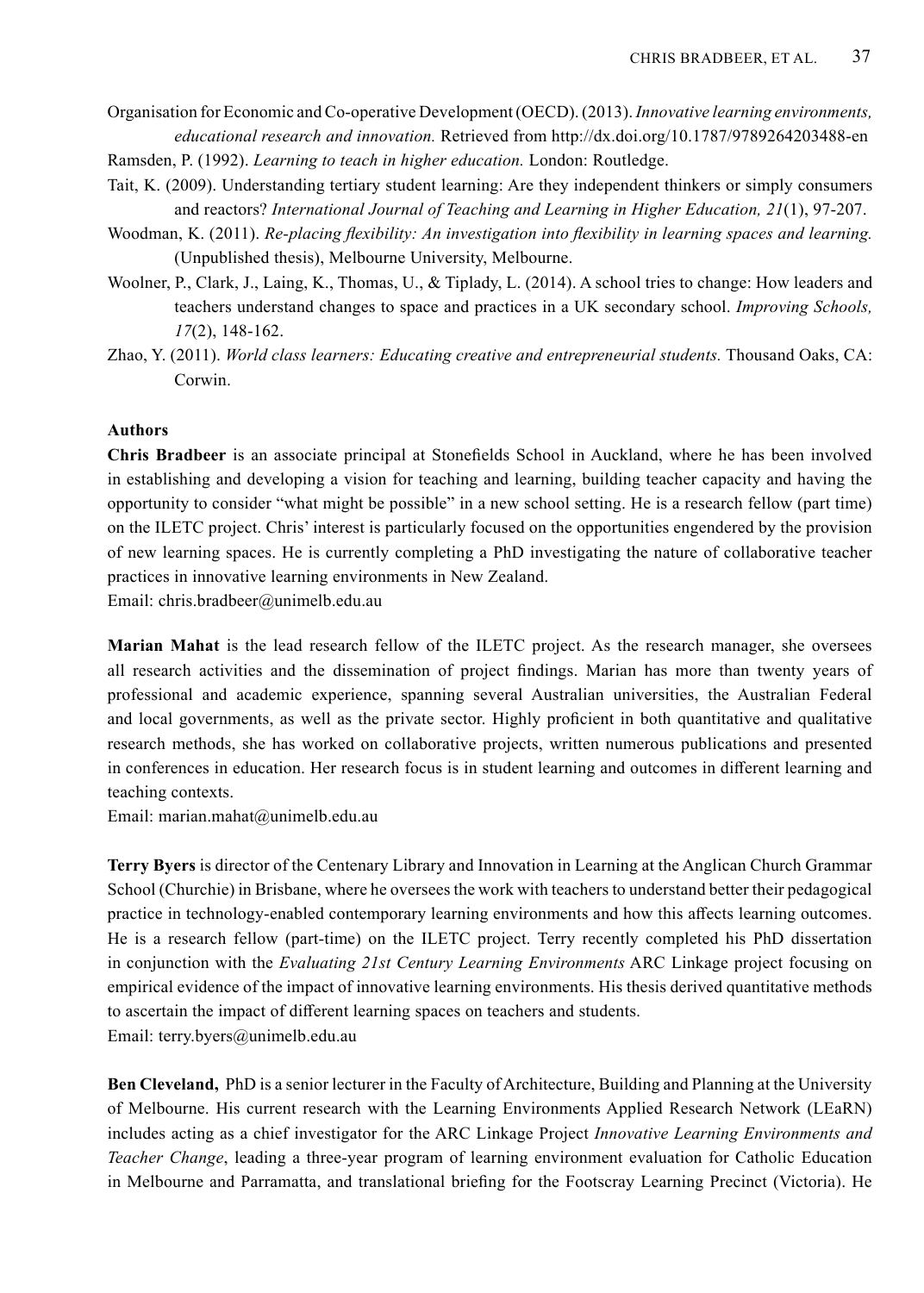Organisation for Economic and Co-operative Development (OECD). (2013). *Innovative learning environments, educational research and innovation.* Retrieved from http://dx.doi.org/10.1787/9789264203488-en

Ramsden, P. (1992). *Learning to teach in higher education.* London: Routledge.

Tait, K. (2009). Understanding tertiary student learning: Are they independent thinkers or simply consumers and reactors? *International Journal of Teaching and Learning in Higher Education, 21*(1), 97-207.

Woodman, K. (2011). *Re-placing flexibility: An investigation into flexibility in learning spaces and learning.* (Unpublished thesis), Melbourne University, Melbourne.

Woolner, P., Clark, J., Laing, K., Thomas, U., & Tiplady, L. (2014). A school tries to change: How leaders and teachers understand changes to space and practices in a UK secondary school. *Improving Schools, 17*(2), 148-162.

Zhao, Y. (2011). *World class learners: Educating creative and entrepreneurial students.* Thousand Oaks, CA: Corwin.

**Authors**

**Chris Bradbeer** is an associate principal at Stonefields School in Auckland, where he has been involved in establishing and developing a vision for teaching and learning, building teacher capacity and having the opportunity to consider "what might be possible" in a new school setting. He is a research fellow (part time) on the ILETC project. Chris' interest is particularly focused on the opportunities engendered by the provision of new learning spaces. He is currently completing a PhD investigating the nature of collaborative teacher practices in innovative learning environments in New Zealand.
Email: chris.bradbeer@unimelb.edu.au

**Marian Mahat** is the lead research fellow of the ILETC project. As the research manager, she oversees all research activities and the dissemination of project findings. Marian has more than twenty years of professional and academic experience, spanning several Australian universities, the Australian Federal and local governments, as well as the private sector. Highly proficient in both quantitative and qualitative research methods, she has worked on collaborative projects, written numerous publications and presented in conferences in education. Her research focus is in student learning and outcomes in different learning and teaching contexts.
Email: marian.mahat@unimelb.edu.au

**Terry Byers** is director of the Centenary Library and Innovation in Learning at the Anglican Church Grammar School (Churchie) in Brisbane, where he oversees the work with teachers to understand better their pedagogical practice in technology-enabled contemporary learning environments and how this affects learning outcomes. He is a research fellow (part-time) on the ILETC project. Terry recently completed his PhD dissertation in conjunction with the *Evaluating 21st Century Learning Environments* ARC Linkage project focusing on empirical evidence of the impact of innovative learning environments. His thesis derived quantitative methods to ascertain the impact of different learning spaces on teachers and students.
Email: terry.byers@unimelb.edu.au

**Ben Cleveland,** PhD is a senior lecturer in the Faculty of Architecture, Building and Planning at the University of Melbourne. His current research with the Learning Environments Applied Research Network (LEaRN) includes acting as a chief investigator for the ARC Linkage Project *Innovative Learning Environments and Teacher Change*, leading a three-year program of learning environment evaluation for Catholic Education in Melbourne and Parramatta, and translational briefing for the Footscray Learning Precinct (Victoria). He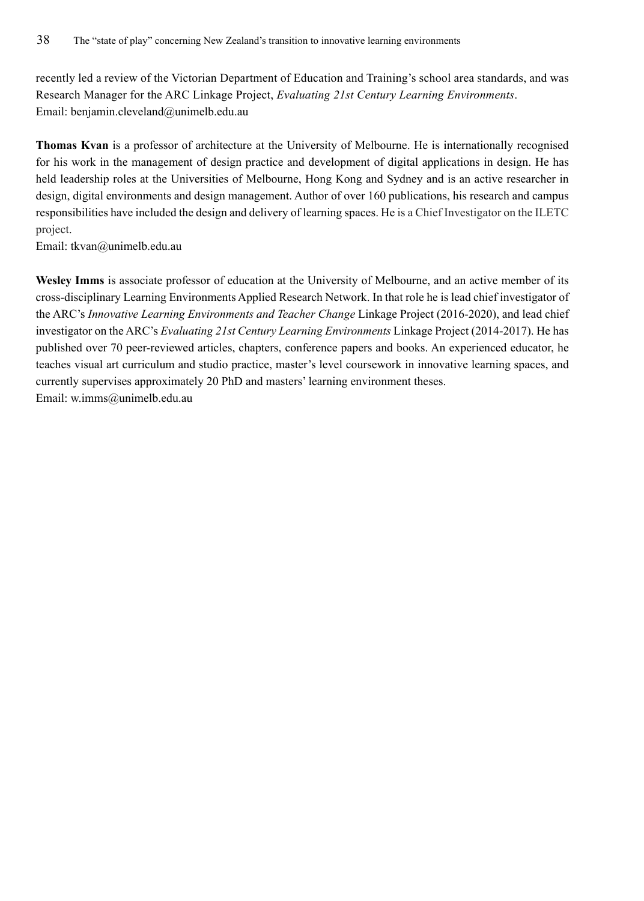recently led a review of the Victorian Department of Education and Training's school area standards, and was Research Manager for the ARC Linkage Project, *Evaluating 21st Century Learning Environments*.
Email: benjamin.cleveland@unimelb.edu.au

**Thomas Kvan** is a professor of architecture at the University of Melbourne. He is internationally recognised for his work in the management of design practice and development of digital applications in design. He has held leadership roles at the Universities of Melbourne, Hong Kong and Sydney and is an active researcher in design, digital environments and design management. Author of over 160 publications, his research and campus responsibilities have included the design and delivery of learning spaces. He is a Chief Investigator on the ILETC project.
Email: tkvan@unimelb.edu.au

**Wesley Imms** is associate professor of education at the University of Melbourne, and an active member of its cross-disciplinary Learning Environments Applied Research Network. In that role he is lead chief investigator of the ARC's *Innovative Learning Environments and Teacher Change* Linkage Project (2016-2020), and lead chief investigator on the ARC's *Evaluating 21st Century Learning Environments* Linkage Project (2014-2017). He has published over 70 peer-reviewed articles, chapters, conference papers and books. An experienced educator, he teaches visual art curriculum and studio practice, master's level coursework in innovative learning spaces, and currently supervises approximately 20 PhD and masters' learning environment theses.
Email: w.imms@unimelb.edu.au